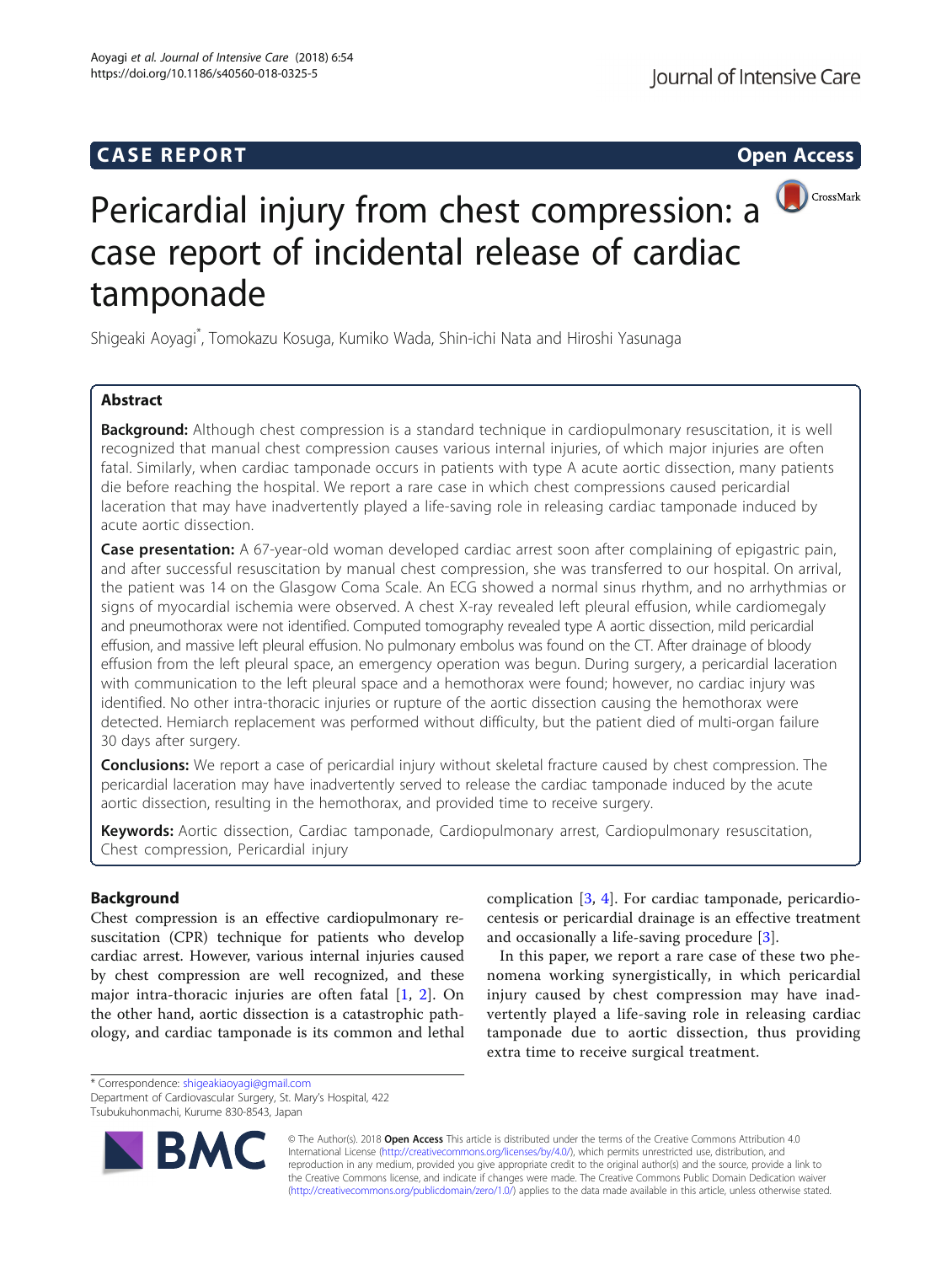CASE REPORT

Open Access

# Pericardial injury from chest compression: a case report of incidental release of cardiac tamponade

Shigeaki Aoyagi*, Tomokazu Kosuga, Kumiko Wada, Shin-ichi Nata and Hiroshi Yasunaga

## Abstract

**Background:** Although chest compression is a standard technique in cardiopulmonary resuscitation, it is well recognized that manual chest compression causes various internal injuries, of which major injuries are often fatal. Similarly, when cardiac tamponade occurs in patients with type A acute aortic dissection, many patients die before reaching the hospital. We report a rare case in which chest compressions caused pericardial laceration that may have inadvertently played a life-saving role in releasing cardiac tamponade induced by acute aortic dissection.

**Case presentation:** A 67-year-old woman developed cardiac arrest soon after complaining of epigastric pain, and after successful resuscitation by manual chest compression, she was transferred to our hospital. On arrival, the patient was 14 on the Glasgow Coma Scale. An ECG showed a normal sinus rhythm, and no arrhythmias or signs of myocardial ischemia were observed. A chest X-ray revealed left pleural effusion, while cardiomegaly and pneumothorax were not identified. Computed tomography revealed type A aortic dissection, mild pericardial effusion, and massive left pleural effusion. No pulmonary embolus was found on the CT. After drainage of bloody effusion from the left pleural space, an emergency operation was begun. During surgery, a pericardial laceration with communication to the left pleural space and a hemothorax were found; however, no cardiac injury was identified. No other intra-thoracic injuries or rupture of the aortic dissection causing the hemothorax were detected. Hemiarch replacement was performed without difficulty, but the patient died of multi-organ failure 30 days after surgery.

**Conclusions:** We report a case of pericardial injury without skeletal fracture caused by chest compression. The pericardial laceration may have inadvertently served to release the cardiac tamponade induced by the acute aortic dissection, resulting in the hemothorax, and provided time to receive surgery.

**Keywords:** Aortic dissection, Cardiac tamponade, Cardiopulmonary arrest, Cardiopulmonary resuscitation, Chest compression, Pericardial injury

## Background

Chest compression is an effective cardiopulmonary resuscitation (CPR) technique for patients who develop cardiac arrest. However, various internal injuries caused by chest compression are well recognized, and these major intra-thoracic injuries are often fatal [1, 2]. On the other hand, aortic dissection is a catastrophic pathology, and cardiac tamponade is its common and lethal complication [3, 4]. For cardiac tamponade, pericardiocentesis or pericardial drainage is an effective treatment and occasionally a life-saving procedure [3].

In this paper, we report a rare case of these two phenomena working synergistically, in which pericardial injury caused by chest compression may have inadvertently played a life-saving role in releasing cardiac tamponade due to aortic dissection, thus providing extra time to receive surgical treatment.

* Correspondence: shigeakiaoyagi@gmail.com
Department of Cardiovascular Surgery, St. Mary's Hospital, 422 Tsubukuhonmachi, Kurume 830-8543, Japan

© The Author(s). 2018 **Open Access** This article is distributed under the terms of the Creative Commons Attribution 4.0 International License (http://creativecommons.org/licenses/by/4.0/), which permits unrestricted use, distribution, and reproduction in any medium, provided you give appropriate credit to the original author(s) and the source, provide a link to the Creative Commons license, and indicate if changes were made. The Creative Commons Public Domain Dedication waiver (http://creativecommons.org/publicdomain/zero/1.0/) applies to the data made available in this article, unless otherwise stated.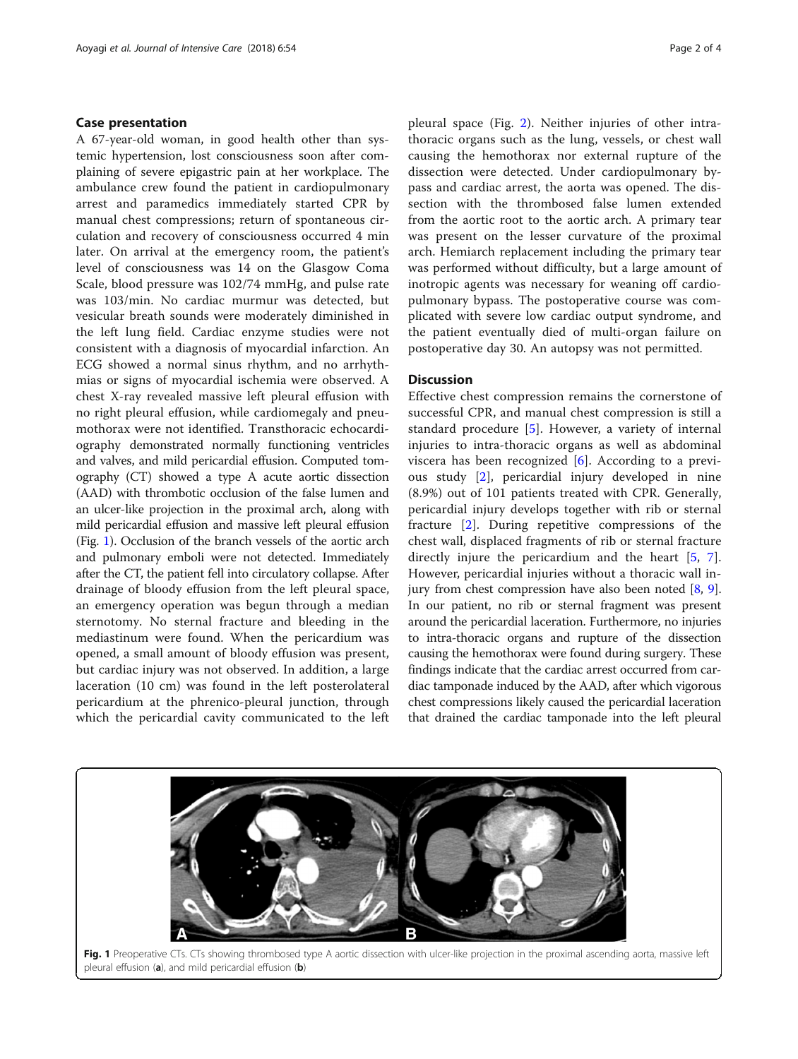## Case presentation

A 67-year-old woman, in good health other than systemic hypertension, lost consciousness soon after complaining of severe epigastric pain at her workplace. The ambulance crew found the patient in cardiopulmonary arrest and paramedics immediately started CPR by manual chest compressions; return of spontaneous circulation and recovery of consciousness occurred 4 min later. On arrival at the emergency room, the patient's level of consciousness was 14 on the Glasgow Coma Scale, blood pressure was 102/74 mmHg, and pulse rate was 103/min. No cardiac murmur was detected, but vesicular breath sounds were moderately diminished in the left lung field. Cardiac enzyme studies were not consistent with a diagnosis of myocardial infarction. An ECG showed a normal sinus rhythm, and no arrhythmias or signs of myocardial ischemia were observed. A chest X-ray revealed massive left pleural effusion with no right pleural effusion, while cardiomegaly and pneumothorax were not identified. Transthoracic echocardiography demonstrated normally functioning ventricles and valves, and mild pericardial effusion. Computed tomography (CT) showed a type A acute aortic dissection (AAD) with thrombotic occlusion of the false lumen and an ulcer-like projection in the proximal arch, along with mild pericardial effusion and massive left pleural effusion (Fig. 1). Occlusion of the branch vessels of the aortic arch and pulmonary emboli were not detected. Immediately after the CT, the patient fell into circulatory collapse. After drainage of bloody effusion from the left pleural space, an emergency operation was begun through a median sternotomy. No sternal fracture and bleeding in the mediastinum were found. When the pericardium was opened, a small amount of bloody effusion was present, but cardiac injury was not observed. In addition, a large laceration (10 cm) was found in the left posterolateral pericardium at the phrenico-pleural junction, through which the pericardial cavity communicated to the left pleural space (Fig. 2). Neither injuries of other intrathoracic organs such as the lung, vessels, or chest wall causing the hemothorax nor external rupture of the dissection were detected. Under cardiopulmonary bypass and cardiac arrest, the aorta was opened. The dissection with the thrombosed false lumen extended from the aortic root to the aortic arch. A primary tear was present on the lesser curvature of the proximal arch. Hemiarch replacement including the primary tear was performed without difficulty, but a large amount of inotropic agents was necessary for weaning off cardiopulmonary bypass. The postoperative course was complicated with severe low cardiac output syndrome, and the patient eventually died of multi-organ failure on postoperative day 30. An autopsy was not permitted.

## Discussion

Effective chest compression remains the cornerstone of successful CPR, and manual chest compression is still a standard procedure [5]. However, a variety of internal injuries to intra-thoracic organs as well as abdominal viscera has been recognized [6]. According to a previous study [2], pericardial injury developed in nine (8.9%) out of 101 patients treated with CPR. Generally, pericardial injury develops together with rib or sternal fracture [2]. During repetitive compressions of the chest wall, displaced fragments of rib or sternal fracture directly injure the pericardium and the heart [5, 7]. However, pericardial injuries without a thoracic wall injury from chest compression have also been noted [8, 9]. In our patient, no rib or sternal fragment was present around the pericardial laceration. Furthermore, no injuries to intra-thoracic organs and rupture of the dissection causing the hemothorax were found during surgery. These findings indicate that the cardiac arrest occurred from cardiac tamponade induced by the AAD, after which vigorous chest compressions likely caused the pericardial laceration that drained the cardiac tamponade into the left pleural

**Fig. 1** Preoperative CTs. CTs showing thrombosed type A aortic dissection with ulcer-like projection in the proximal ascending aorta, massive left pleural effusion (**a**), and mild pericardial effusion (**b**)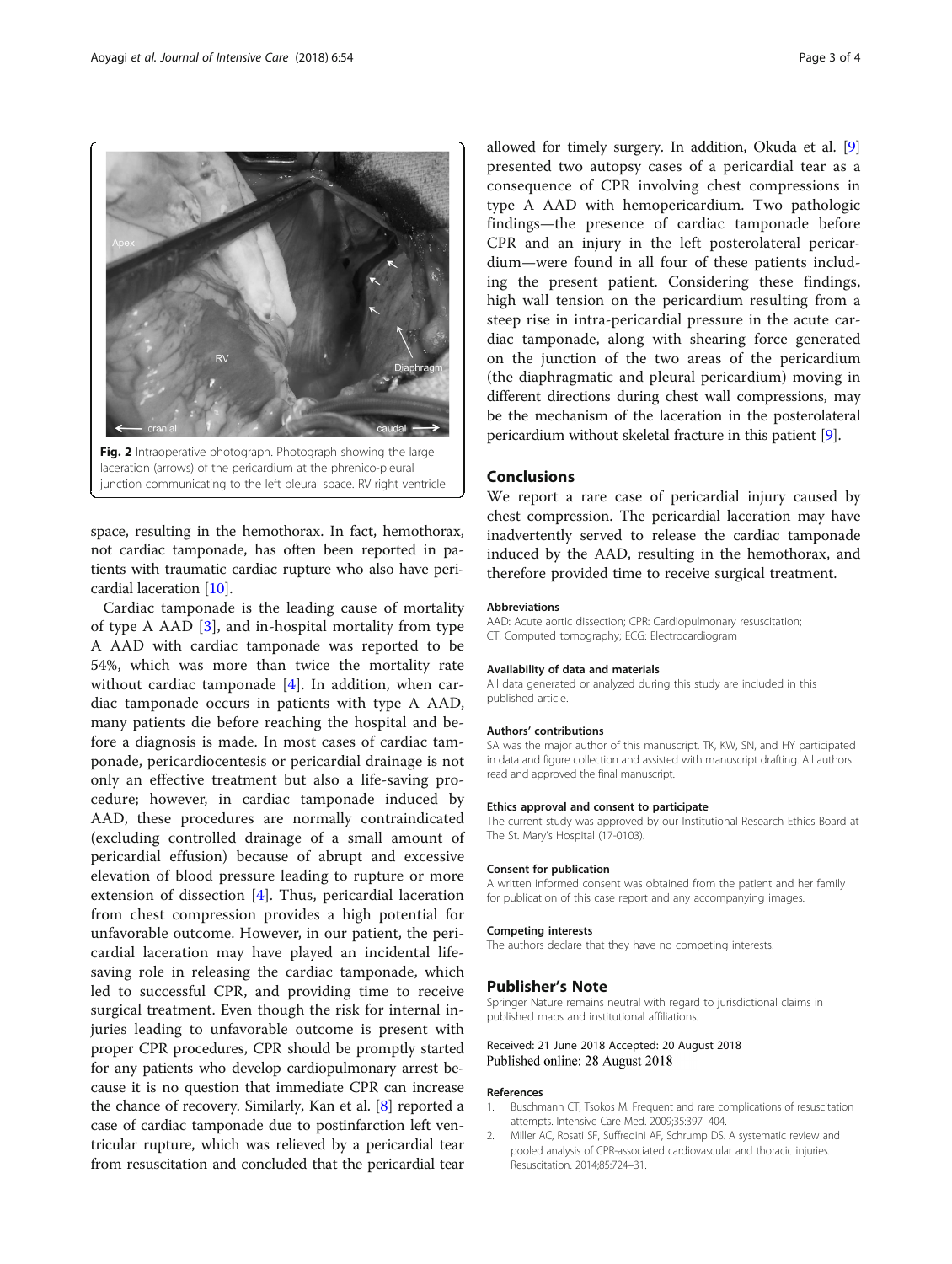Fig. 2 Intraoperative photograph. Photograph showing the large laceration (arrows) of the pericardium at the phrenico-pleural junction communicating to the left pleural space. RV right ventricle

space, resulting in the hemothorax. In fact, hemothorax, not cardiac tamponade, has often been reported in patients with traumatic cardiac rupture who also have pericardial laceration [10].

Cardiac tamponade is the leading cause of mortality of type A AAD [3], and in-hospital mortality from type A AAD with cardiac tamponade was reported to be 54%, which was more than twice the mortality rate without cardiac tamponade [4]. In addition, when cardiac tamponade occurs in patients with type A AAD, many patients die before reaching the hospital and before a diagnosis is made. In most cases of cardiac tamponade, pericardiocentesis or pericardial drainage is not only an effective treatment but also a life-saving procedure; however, in cardiac tamponade induced by AAD, these procedures are normally contraindicated (excluding controlled drainage of a small amount of pericardial effusion) because of abrupt and excessive elevation of blood pressure leading to rupture or more extension of dissection [4]. Thus, pericardial laceration from chest compression provides a high potential for unfavorable outcome. However, in our patient, the pericardial laceration may have played an incidental life-saving role in releasing the cardiac tamponade, which led to successful CPR, and providing time to receive surgical treatment. Even though the risk for internal injuries leading to unfavorable outcome is present with proper CPR procedures, CPR should be promptly started for any patients who develop cardiopulmonary arrest because it is no question that immediate CPR can increase the chance of recovery. Similarly, Kan et al. [8] reported a case of cardiac tamponade due to postinfarction left ventricular rupture, which was relieved by a pericardial tear from resuscitation and concluded that the pericardial tear allowed for timely surgery. In addition, Okuda et al. [9] presented two autopsy cases of a pericardial tear as a consequence of CPR involving chest compressions in type A AAD with hemopericardium. Two pathologic findings—the presence of cardiac tamponade before CPR and an injury in the left posterolateral pericardium—were found in all four of these patients including the present patient. Considering these findings, high wall tension on the pericardium resulting from a steep rise in intra-pericardial pressure in the acute cardiac tamponade, along with shearing force generated on the junction of the two areas of the pericardium (the diaphragmatic and pleural pericardium) moving in different directions during chest wall compressions, may be the mechanism of the laceration in the posterolateral pericardium without skeletal fracture in this patient [9].

## Conclusions

We report a rare case of pericardial injury caused by chest compression. The pericardial laceration may have inadvertently served to release the cardiac tamponade induced by the AAD, resulting in the hemothorax, and therefore provided time to receive surgical treatment.

#### Abbreviations

AAD: Acute aortic dissection; CPR: Cardiopulmonary resuscitation; CT: Computed tomography; ECG: Electrocardiogram

#### Availability of data and materials

All data generated or analyzed during this study are included in this published article.

#### Authors' contributions

SA was the major author of this manuscript. TK, KW, SN, and HY participated in data and figure collection and assisted with manuscript drafting. All authors read and approved the final manuscript.

#### Ethics approval and consent to participate

The current study was approved by our Institutional Research Ethics Board at The St. Mary's Hospital (17-0103).

#### Consent for publication

A written informed consent was obtained from the patient and her family for publication of this case report and any accompanying images.

#### Competing interests

The authors declare that they have no competing interests.

## Publisher's Note

Springer Nature remains neutral with regard to jurisdictional claims in published maps and institutional affiliations.

Received: 21 June 2018 Accepted: 20 August 2018
Published online: 28 August 2018

#### References

1. Buschmann CT, Tsokos M. Frequent and rare complications of resuscitation attempts. Intensive Care Med. 2009;35:397–404.
2. Miller AC, Rosati SF, Suffredini AF, Schrump DS. A systematic review and pooled analysis of CPR-associated cardiovascular and thoracic injuries. Resuscitation. 2014;85:724–31.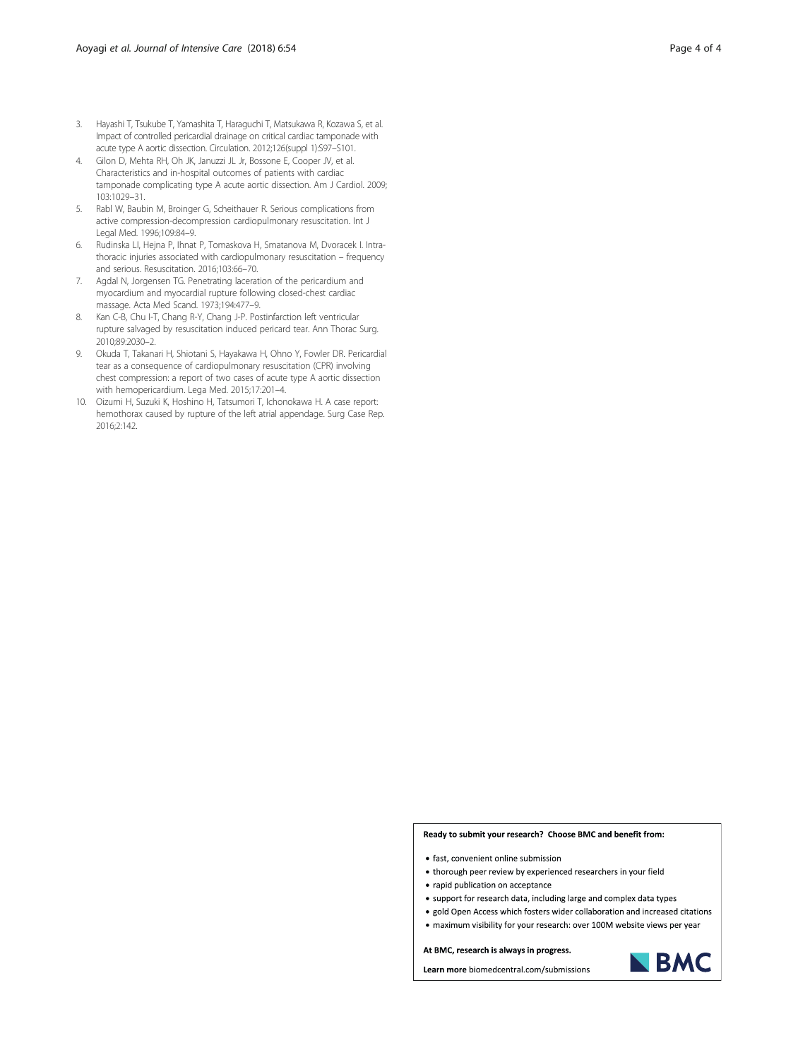3. Hayashi T, Tsukube T, Yamashita T, Haraguchi T, Matsukawa R, Kozawa S, et al. Impact of controlled pericardial drainage on critical cardiac tamponade with acute type A aortic dissection. Circulation. 2012;126(suppl 1):S97–S101.
4. Gilon D, Mehta RH, Oh JK, Januzzi JL Jr, Bossone E, Cooper JV, et al. Characteristics and in-hospital outcomes of patients with cardiac tamponade complicating type A acute aortic dissection. Am J Cardiol. 2009; 103:1029–31.
5. Rabl W, Baubin M, Broinger G, Scheithauer R. Serious complications from active compression-decompression cardiopulmonary resuscitation. Int J Legal Med. 1996;109:84–9.
6. Rudinska LI, Hejna P, Ihnat P, Tomaskova H, Smatanova M, Dvoracek I. Intra-thoracic injuries associated with cardiopulmonary resuscitation – frequency and serious. Resuscitation. 2016;103:66–70.
7. Agdal N, Jorgensen TG. Penetrating laceration of the pericardium and myocardium and myocardial rupture following closed-chest cardiac massage. Acta Med Scand. 1973;194:477–9.
8. Kan C-B, Chu I-T, Chang R-Y, Chang J-P. Postinfarction left ventricular rupture salvaged by resuscitation induced pericard tear. Ann Thorac Surg. 2010;89:2030–2.
9. Okuda T, Takanari H, Shiotani S, Hayakawa H, Ohno Y, Fowler DR. Pericardial tear as a consequence of cardiopulmonary resuscitation (CPR) involving chest compression: a report of two cases of acute type A aortic dissection with hemopericardium. Lega Med. 2015;17:201–4.
10. Oizumi H, Suzuki K, Hoshino H, Tatsumori T, Ichonokawa H. A case report: hemothorax caused by rupture of the left atrial appendage. Surg Case Rep. 2016;2:142.

**Ready to submit your research? Choose BMC and benefit from:**

- fast, convenient online submission
- thorough peer review by experienced researchers in your field
- rapid publication on acceptance
- support for research data, including large and complex data types
- gold Open Access which fosters wider collaboration and increased citations
- maximum visibility for your research: over 100M website views per year

**At BMC, research is always in progress.**

**Learn more** biomedcentral.com/submissions